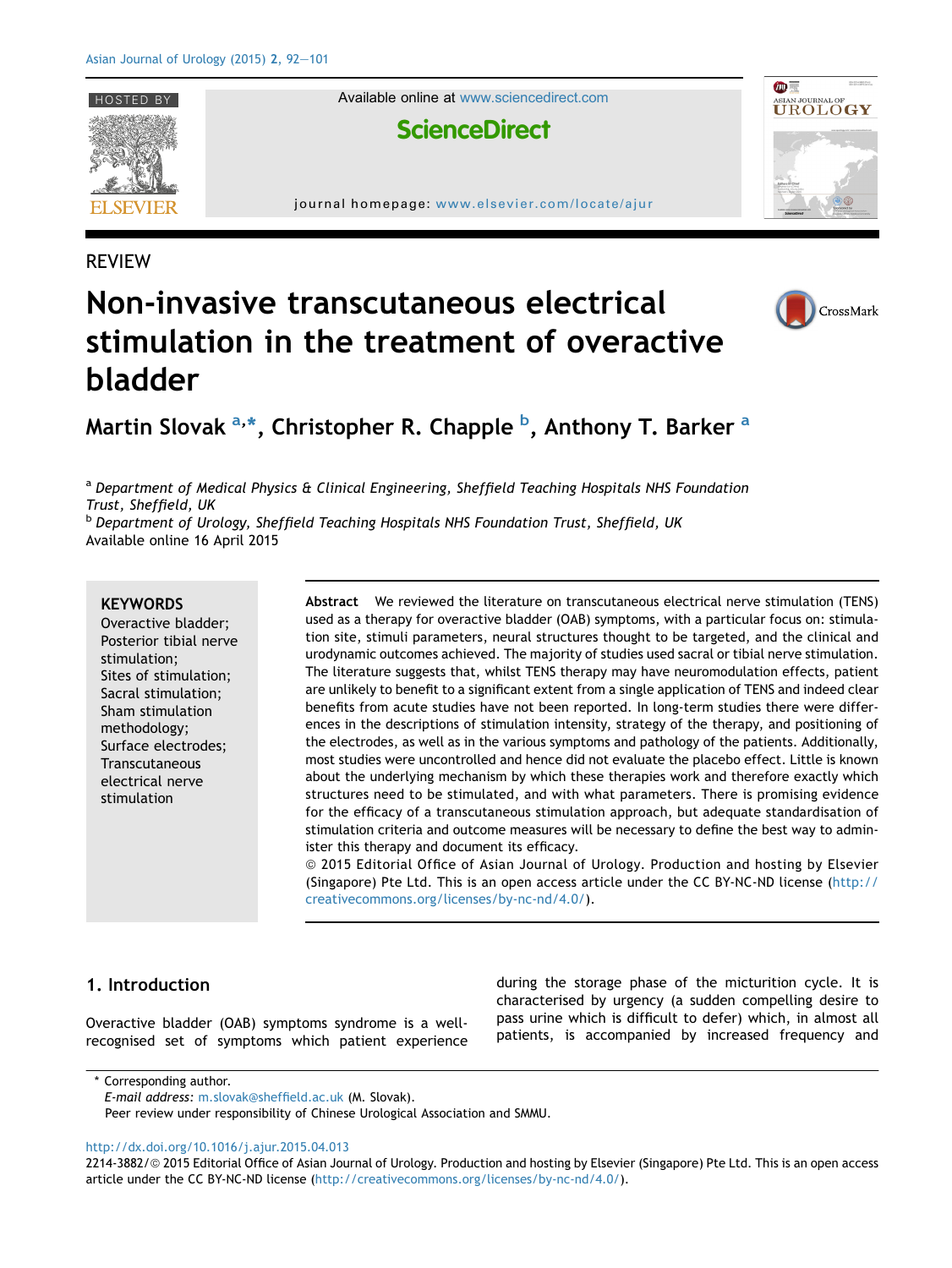REVIEW

# Non-invasive transcutaneous electrical stimulation in the treatment of overactive bladder

Martin Slovak [a,*], Christopher R. Chapple [b], Anthony T. Barker [a]

[a] *Department of Medical Physics & Clinical Engineering, Sheffield Teaching Hospitals NHS Foundation Trust, Sheffield, UK*
[b] *Department of Urology, Sheffield Teaching Hospitals NHS Foundation Trust, Sheffield, UK*

Available online 16 April 2015

**KEYWORDS**
Overactive bladder;
Posterior tibial nerve stimulation;
Sites of stimulation;
Sacral stimulation;
Sham stimulation methodology;
Surface electrodes;
Transcutaneous electrical nerve stimulation

**Abstract** We reviewed the literature on transcutaneous electrical nerve stimulation (TENS) used as a therapy for overactive bladder (OAB) symptoms, with a particular focus on: stimulation site, stimuli parameters, neural structures thought to be targeted, and the clinical and urodynamic outcomes achieved. The majority of studies used sacral or tibial nerve stimulation. The literature suggests that, whilst TENS therapy may have neuromodulation effects, patient are unlikely to benefit to a significant extent from a single application of TENS and indeed clear benefits from acute studies have not been reported. In long-term studies there were differences in the descriptions of stimulation intensity, strategy of the therapy, and positioning of the electrodes, as well as in the various symptoms and pathology of the patients. Additionally, most studies were uncontrolled and hence did not evaluate the placebo effect. Little is known about the underlying mechanism by which these therapies work and therefore exactly which structures need to be stimulated, and with what parameters. There is promising evidence for the efficacy of a transcutaneous stimulation approach, but adequate standardisation of stimulation criteria and outcome measures will be necessary to define the best way to administer this therapy and document its efficacy.
© 2015 Editorial Office of Asian Journal of Urology. Production and hosting by Elsevier (Singapore) Pte Ltd. This is an open access article under the CC BY-NC-ND license (http://creativecommons.org/licenses/by-nc-nd/4.0/).

## 1. Introduction

Overactive bladder (OAB) symptoms syndrome is a well-recognised set of symptoms which patient experience during the storage phase of the micturition cycle. It is characterised by urgency (a sudden compelling desire to pass urine which is difficult to defer) which, in almost all patients, is accompanied by increased frequency and

\* Corresponding author.
*E-mail address:* m.slovak@sheffield.ac.uk (M. Slovak).
Peer review under responsibility of Chinese Urological Association and SMMU.

http://dx.doi.org/10.1016/j.ajur.2015.04.013
2214-3882/© 2015 Editorial Office of Asian Journal of Urology. Production and hosting by Elsevier (Singapore) Pte Ltd. This is an open access article under the CC BY-NC-ND license (http://creativecommons.org/licenses/by-nc-nd/4.0/).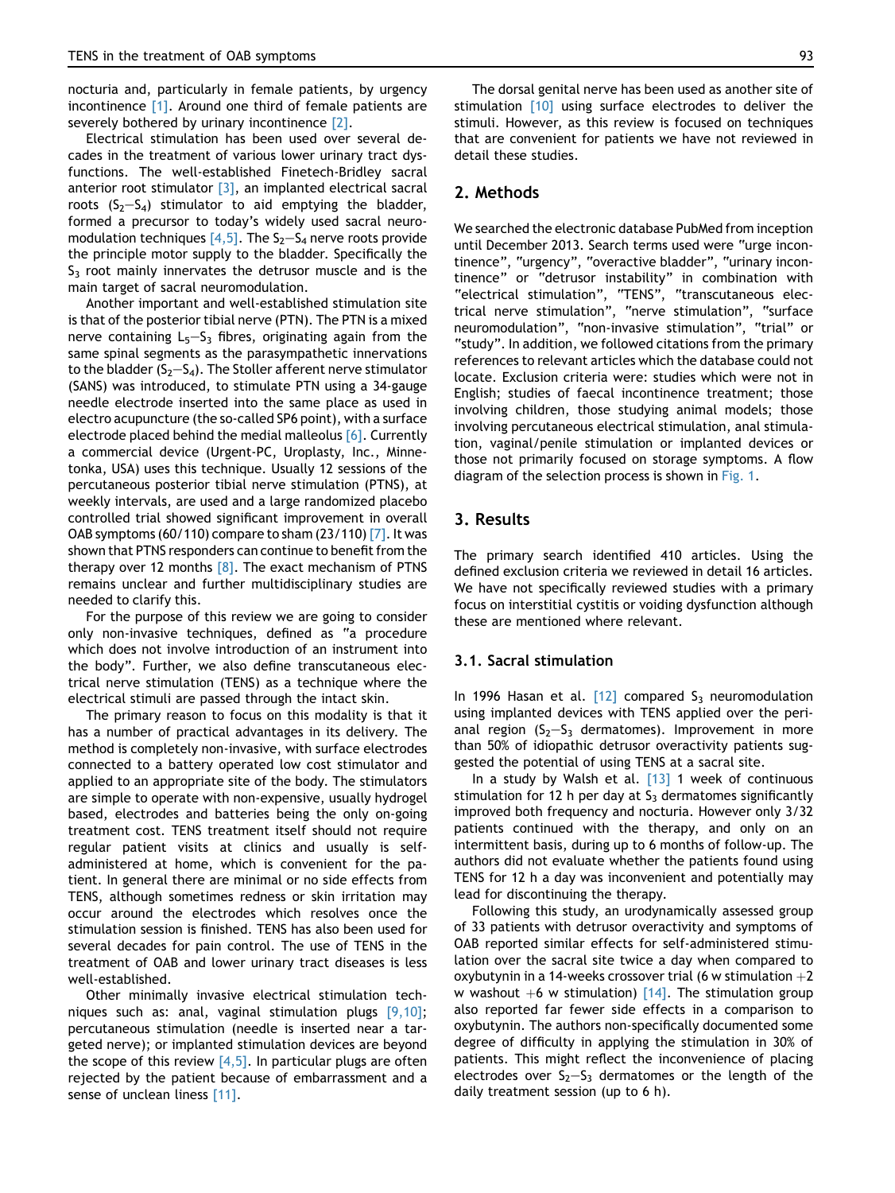nocturia and, particularly in female patients, by urgency incontinence [1]. Around one third of female patients are severely bothered by urinary incontinence [2].

Electrical stimulation has been used over several decades in the treatment of various lower urinary tract dysfunctions. The well-established Finetech-Bridley sacral anterior root stimulator [3], an implanted electrical sacral roots ($S_2$–$S_4$) stimulator to aid emptying the bladder, formed a precursor to today's widely used sacral neuromodulation techniques [4,5]. The $S_2$–$S_4$ nerve roots provide the principle motor supply to the bladder. Specifically the $S_3$ root mainly innervates the detrusor muscle and is the main target of sacral neuromodulation.

Another important and well-established stimulation site is that of the posterior tibial nerve (PTN). The PTN is a mixed nerve containing $L_5$–$S_3$ fibres, originating again from the same spinal segments as the parasympathetic innervations to the bladder ($S_2$–$S_4$). The Stoller afferent nerve stimulator (SANS) was introduced, to stimulate PTN using a 34-gauge needle electrode inserted into the same place as used in electro acupuncture (the so-called SP6 point), with a surface electrode placed behind the medial malleolus [6]. Currently a commercial device (Urgent-PC, Uroplasty, Inc., Minnetonka, USA) uses this technique. Usually 12 sessions of the percutaneous posterior tibial nerve stimulation (PTNS), at weekly intervals, are used and a large randomized placebo controlled trial showed significant improvement in overall OAB symptoms (60/110) compare to sham (23/110) [7]. It was shown that PTNS responders can continue to benefit from the therapy over 12 months [8]. The exact mechanism of PTNS remains unclear and further multidisciplinary studies are needed to clarify this.

For the purpose of this review we are going to consider only non-invasive techniques, defined as "a procedure which does not involve introduction of an instrument into the body". Further, we also define transcutaneous electrical nerve stimulation (TENS) as a technique where the electrical stimuli are passed through the intact skin.

The primary reason to focus on this modality is that it has a number of practical advantages in its delivery. The method is completely non-invasive, with surface electrodes connected to a battery operated low cost stimulator and applied to an appropriate site of the body. The stimulators are simple to operate with non-expensive, usually hydrogel based, electrodes and batteries being the only on-going treatment cost. TENS treatment itself should not require regular patient visits at clinics and usually is self-administered at home, which is convenient for the patient. In general there are minimal or no side effects from TENS, although sometimes redness or skin irritation may occur around the electrodes which resolves once the stimulation session is finished. TENS has also been used for several decades for pain control. The use of TENS in the treatment of OAB and lower urinary tract diseases is less well-established.

Other minimally invasive electrical stimulation techniques such as: anal, vaginal stimulation plugs [9,10]; percutaneous stimulation (needle is inserted near a targeted nerve); or implanted stimulation devices are beyond the scope of this review [4,5]. In particular plugs are often rejected by the patient because of embarrassment and a sense of unclean liness [11].

The dorsal genital nerve has been used as another site of stimulation [10] using surface electrodes to deliver the stimuli. However, as this review is focused on techniques that are convenient for patients we have not reviewed in detail these studies.

## 2. Methods

We searched the electronic database PubMed from inception until December 2013. Search terms used were "urge incontinence", "urgency", "overactive bladder", "urinary incontinence" or "detrusor instability" in combination with "electrical stimulation", "TENS", "transcutaneous electrical nerve stimulation", "nerve stimulation", "surface neuromodulation", "non-invasive stimulation", "trial" or "study". In addition, we followed citations from the primary references to relevant articles which the database could not locate. Exclusion criteria were: studies which were not in English; studies of faecal incontinence treatment; those involving children, those studying animal models; those involving percutaneous electrical stimulation, anal stimulation, vaginal/penile stimulation or implanted devices or those not primarily focused on storage symptoms. A flow diagram of the selection process is shown in Fig. 1.

## 3. Results

The primary search identified 410 articles. Using the defined exclusion criteria we reviewed in detail 16 articles. We have not specifically reviewed studies with a primary focus on interstitial cystitis or voiding dysfunction although these are mentioned where relevant.

### 3.1. Sacral stimulation

In 1996 Hasan et al. [12] compared $S_3$ neuromodulation using implanted devices with TENS applied over the perianal region ($S_2$–$S_3$ dermatomes). Improvement in more than 50% of idiopathic detrusor overactivity patients suggested the potential of using TENS at a sacral site.

In a study by Walsh et al. [13] 1 week of continuous stimulation for 12 h per day at $S_3$ dermatomes significantly improved both frequency and nocturia. However only 3/32 patients continued with the therapy, and only on an intermittent basis, during up to 6 months of follow-up. The authors did not evaluate whether the patients found using TENS for 12 h a day was inconvenient and potentially may lead for discontinuing the therapy.

Following this study, an urodynamically assessed group of 33 patients with detrusor overactivity and symptoms of OAB reported similar effects for self-administered stimulation over the sacral site twice a day when compared to oxybutynin in a 14-weeks crossover trial (6 w stimulation +2 w washout +6 w stimulation) [14]. The stimulation group also reported far fewer side effects in a comparison to oxybutynin. The authors non-specifically documented some degree of difficulty in applying the stimulation in 30% of patients. This might reflect the inconvenience of placing electrodes over $S_2$–$S_3$ dermatomes or the length of the daily treatment session (up to 6 h).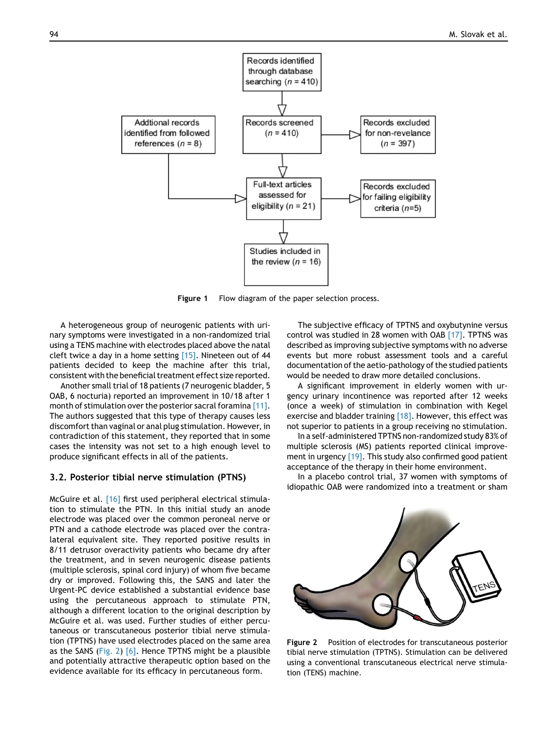Figure 1 Flow diagram of the paper selection process.

A heterogeneous group of neurogenic patients with urinary symptoms were investigated in a non-randomized trial using a TENS machine with electrodes placed above the natal cleft twice a day in a home setting [15]. Nineteen out of 44 patients decided to keep the machine after this trial, consistent with the beneficial treatment effect size reported.

Another small trial of 18 patients (7 neurogenic bladder, 5 OAB, 6 nocturia) reported an improvement in 10/18 after 1 month of stimulation over the posterior sacral foramina [11]. The authors suggested that this type of therapy causes less discomfort than vaginal or anal plug stimulation. However, in contradiction of this statement, they reported that in some cases the intensity was not set to a high enough level to produce significant effects in all of the patients.

### 3.2. Posterior tibial nerve stimulation (PTNS)

McGuire et al. [16] first used peripheral electrical stimulation to stimulate the PTN. In this initial study an anode electrode was placed over the common peroneal nerve or PTN and a cathode electrode was placed over the contralateral equivalent site. They reported positive results in 8/11 detrusor overactivity patients who became dry after the treatment, and in seven neurogenic disease patients (multiple sclerosis, spinal cord injury) of whom five became dry or improved. Following this, the SANS and later the Urgent-PC device established a substantial evidence base using the percutaneous approach to stimulate PTN, although a different location to the original description by McGuire et al. was used. Further studies of either percutaneous or transcutaneous posterior tibial nerve stimulation (TPTNS) have used electrodes placed on the same area as the SANS (Fig. 2) [6]. Hence TPTNS might be a plausible and potentially attractive therapeutic option based on the evidence available for its efficacy in percutaneous form.

The subjective efficacy of TPTNS and oxybutynine versus control was studied in 28 women with OAB [17]. TPTNS was described as improving subjective symptoms with no adverse events but more robust assessment tools and a careful documentation of the aetio-pathology of the studied patients would be needed to draw more detailed conclusions.

A significant improvement in elderly women with urgency urinary incontinence was reported after 12 weeks (once a week) of stimulation in combination with Kegel exercise and bladder training [18]. However, this effect was not superior to patients in a group receiving no stimulation.

In a self-administered TPTNS non-randomized study 83% of multiple sclerosis (MS) patients reported clinical improvement in urgency [19]. This study also confirmed good patient acceptance of the therapy in their home environment.

In a placebo control trial, 37 women with symptoms of idiopathic OAB were randomized into a treatment or sham

Figure 2 Position of electrodes for transcutaneous posterior tibial nerve stimulation (TPTNS). Stimulation can be delivered using a conventional transcutaneous electrical nerve stimulation (TENS) machine.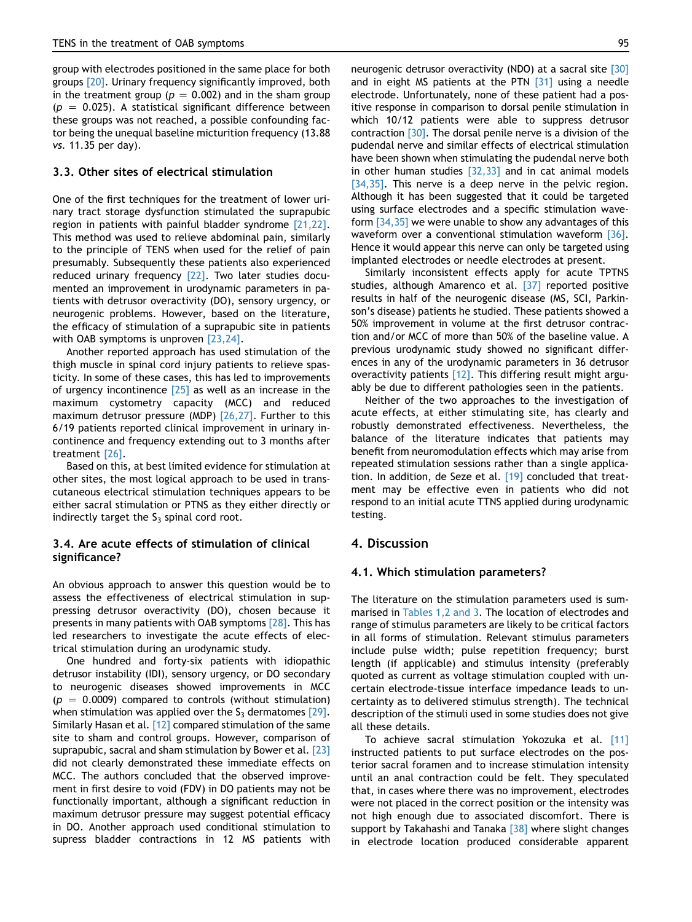group with electrodes positioned in the same place for both groups [20]. Urinary frequency significantly improved, both in the treatment group ($p = 0.002$) and in the sham group ($p = 0.025$). A statistical significant difference between these groups was not reached, a possible confounding factor being the unequal baseline micturition frequency (13.88 *vs*. 11.35 per day).

### 3.3. Other sites of electrical stimulation

One of the first techniques for the treatment of lower urinary tract storage dysfunction stimulated the suprapubic region in patients with painful bladder syndrome [21,22]. This method was used to relieve abdominal pain, similarly to the principle of TENS when used for the relief of pain presumably. Subsequently these patients also experienced reduced urinary frequency [22]. Two later studies documented an improvement in urodynamic parameters in patients with detrusor overactivity (DO), sensory urgency, or neurogenic problems. However, based on the literature, the efficacy of stimulation of a suprapubic site in patients with OAB symptoms is unproven [23,24].

Another reported approach has used stimulation of the thigh muscle in spinal cord injury patients to relieve spasticity. In some of these cases, this has led to improvements of urgency incontinence [25] as well as an increase in the maximum cystometry capacity (MCC) and reduced maximum detrusor pressure (MDP) [26,27]. Further to this 6/19 patients reported clinical improvement in urinary incontinence and frequency extending out to 3 months after treatment [26].

Based on this, at best limited evidence for stimulation at other sites, the most logical approach to be used in transcutaneous electrical stimulation techniques appears to be either sacral stimulation or PTNS as they either directly or indirectly target the $S_3$ spinal cord root.

### 3.4. Are acute effects of stimulation of clinical significance?

An obvious approach to answer this question would be to assess the effectiveness of electrical stimulation in suppressing detrusor overactivity (DO), chosen because it presents in many patients with OAB symptoms [28]. This has led researchers to investigate the acute effects of electrical stimulation during an urodynamic study.

One hundred and forty-six patients with idiopathic detrusor instability (IDI), sensory urgency, or DO secondary to neurogenic diseases showed improvements in MCC ($p = 0.0009$) compared to controls (without stimulation) when stimulation was applied over the $S_3$ dermatomes [29]. Similarly Hasan et al. [12] compared stimulation of the same site to sham and control groups. However, comparison of suprapubic, sacral and sham stimulation by Bower et al. [23] did not clearly demonstrated these immediate effects on MCC. The authors concluded that the observed improvement in first desire to void (FDV) in DO patients may not be functionally important, although a significant reduction in maximum detrusor pressure may suggest potential efficacy in DO. Another approach used conditional stimulation to supress bladder contractions in 12 MS patients with neurogenic detrusor overactivity (NDO) at a sacral site [30] and in eight MS patients at the PTN [31] using a needle electrode. Unfortunately, none of these patient had a positive response in comparison to dorsal penile stimulation in which 10/12 patients were able to suppress detrusor contraction [30]. The dorsal penile nerve is a division of the pudendal nerve and similar effects of electrical stimulation have been shown when stimulating the pudendal nerve both in other human studies [32,33] and in cat animal models [34,35]. This nerve is a deep nerve in the pelvic region. Although it has been suggested that it could be targeted using surface electrodes and a specific stimulation waveform [34,35] we were unable to show any advantages of this waveform over a conventional stimulation waveform [36]. Hence it would appear this nerve can only be targeted using implanted electrodes or needle electrodes at present.

Similarly inconsistent effects apply for acute TPTNS studies, although Amarenco et al. [37] reported positive results in half of the neurogenic disease (MS, SCI, Parkinson's disease) patients he studied. These patients showed a 50% improvement in volume at the first detrusor contraction and/or MCC of more than 50% of the baseline value. A previous urodynamic study showed no significant differences in any of the urodynamic parameters in 36 detrusor overactivity patients [12]. This differing result might arguably be due to different pathologies seen in the patients.

Neither of the two approaches to the investigation of acute effects, at either stimulating site, has clearly and robustly demonstrated effectiveness. Nevertheless, the balance of the literature indicates that patients may benefit from neuromodulation effects which may arise from repeated stimulation sessions rather than a single application. In addition, de Seze et al. [19] concluded that treatment may be effective even in patients who did not respond to an initial acute TTNS applied during urodynamic testing.

## 4. Discussion

### 4.1. Which stimulation parameters?

The literature on the stimulation parameters used is summarised in Tables 1,2 and 3. The location of electrodes and range of stimulus parameters are likely to be critical factors in all forms of stimulation. Relevant stimulus parameters include pulse width; pulse repetition frequency; burst length (if applicable) and stimulus intensity (preferably quoted as current as voltage stimulation coupled with uncertain electrode-tissue interface impedance leads to uncertainty as to delivered stimulus strength). The technical description of the stimuli used in some studies does not give all these details.

To achieve sacral stimulation Yokozuka et al. [11] instructed patients to put surface electrodes on the posterior sacral foramen and to increase stimulation intensity until an anal contraction could be felt. They speculated that, in cases where there was no improvement, electrodes were not placed in the correct position or the intensity was not high enough due to associated discomfort. There is support by Takahashi and Tanaka [38] where slight changes in electrode location produced considerable apparent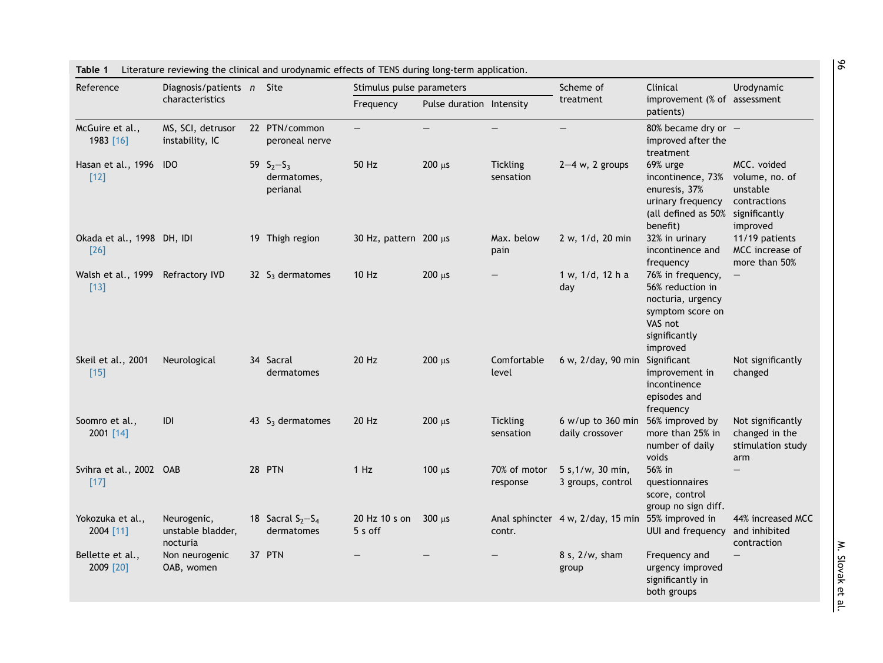**Table 1** Literature reviewing the clinical and urodynamic effects of TENS during long-term application.

| Reference | Diagnosis/patients characteristics | $n$ | Site | Stimulus pulse parameters | | | Scheme of treatment | Clinical improvement (% of patients) | Urodynamic assessment |
|---|---|---|---|---|---|---|---|---|---|
| | | | | Frequency | Pulse duration | Intensity | | | |
| McGuire et al., 1983 [16] | MS, SCI, detrusor instability, IC | 22 | PTN/common peroneal nerve | — | — | — | — | 80% became dry or improved after the treatment | — |
| Hasan et al., 1996 [12] | IDO | 59 | $S_2$–$S_3$ dermatomes, perianal | 50 Hz | 200 μs | Tickling sensation | 2–4 w, 2 groups | 69% urge incontinence, 73% enuresis, 37% urinary frequency (all defined as 50% benefit) | MCC. voided volume, no. of unstable contractions significantly improved |
| Okada et al., 1998 [26] | DH, IDI | 19 | Thigh region | 30 Hz, pattern | 200 μs | Max. below pain | 2 w, 1/d, 20 min | 32% in urinary incontinence and frequency | 11/19 patients MCC increase of more than 50% |
| Walsh et al., 1999 [13] | Refractory IVD | 32 | $S_3$ dermatomes | 10 Hz | 200 μs | — | 1 w, 1/d, 12 h a day | 76% in frequency, 56% reduction in nocturia, urgency symptom score on VAS not significantly improved | — |
| Skeil et al., 2001 [15] | Neurological | 34 | Sacral dermatomes | 20 Hz | 200 μs | Comfortable level | 6 w, 2/day, 90 min | Significant improvement in incontinence episodes and frequency | Not significantly changed |
| Soomro et al., 2001 [14] | IDI | 43 | $S_3$ dermatomes | 20 Hz | 200 μs | Tickling sensation | 6 w/up to 360 min daily crossover | 56% improved by more than 25% in number of daily voids | Not significantly changed in the stimulation study arm |
| Svihra et al., 2002 [17] | OAB | 28 | PTN | 1 Hz | 100 μs | 70% of motor response | 5 s,1/w, 30 min, 3 groups, control | 56% in questionnaires score, control group no sign diff. | — |
| Yokozuka et al., 2004 [11] | Neurogenic, unstable bladder, nocturia | 18 | Sacral $S_2$–$S_4$ dermatomes | 20 Hz 10 s on 5 s off | 300 μs | Anal sphincter contr. | 4 w, 2/day, 15 min | 55% improved in UUI and frequency | 44% increased MCC and inhibited contraction |
| Bellette et al., 2009 [20] | Non neurogenic OAB, women | 37 | PTN | — | — | — | 8 s, 2/w, sham group | Frequency and urgency improved significantly in both groups | — |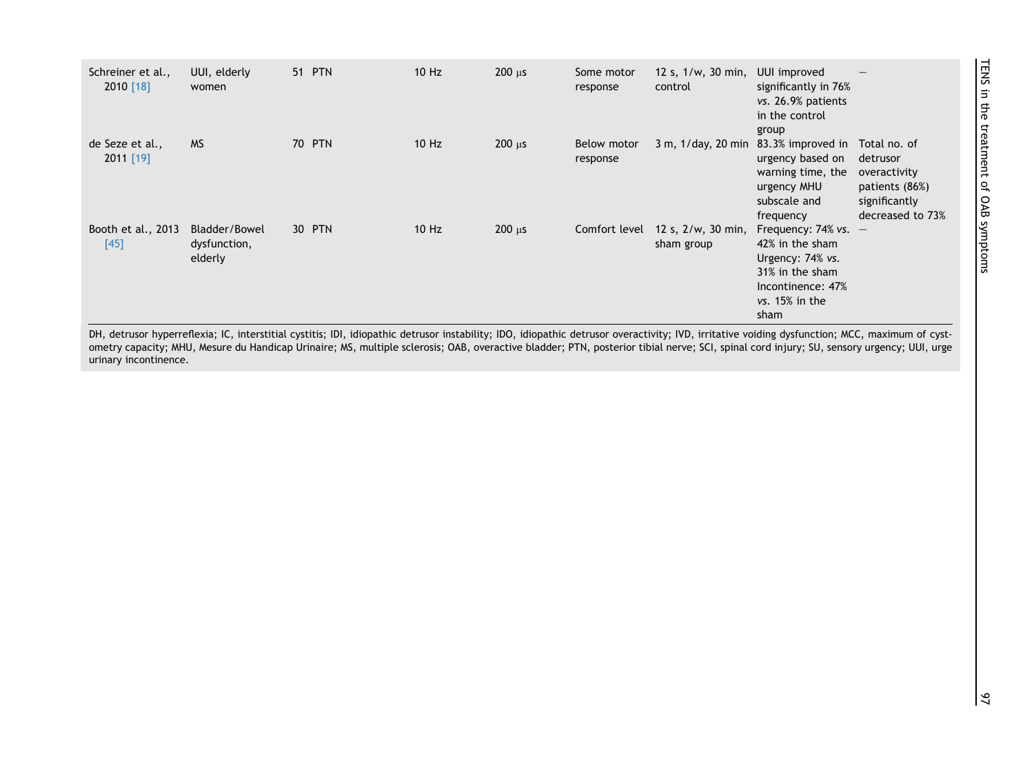| | | | | | | | | | |
|---|---|---|---|---|---|---|---|---|---|
| Schreiner et al., 2010 [18] | UUI, elderly women | 51 | PTN | 10 Hz | 200 μs | Some motor response | 12 s, 1/w, 30 min, control | UUI improved significantly in 76% *vs.* 26.9% patients in the control group | — |
| de Seze et al., 2011 [19] | MS | 70 | PTN | 10 Hz | 200 μs | Below motor response | 3 m, 1/day, 20 min | 83.3% improved in urgency based on warning time, the urgency MHU subscale and frequency | Total no. of detrusor overactivity patients (86%) significantly decreased to 73% |
| Booth et al., 2013 [45] | Bladder/Bowel dysfunction, elderly | 30 | PTN | 10 Hz | 200 μs | Comfort level | 12 s, 2/w, 30 min, sham group | Frequency: 74% *vs.* 42% in the sham Urgency: 74% *vs.* 31% in the sham Incontinence: 47% *vs.* 15% in the sham | — |

DH, detrusor hyperreflexia; IC, interstitial cystitis; IDI, idiopathic detrusor instability; IDO, idiopathic detrusor overactivity; IVD, irritative voiding dysfunction; MCC, maximum of cystometry capacity; MHU, Mesure du Handicap Urinaire; MS, multiple sclerosis; OAB, overactive bladder; PTN, posterior tibial nerve; SCI, spinal cord injury; SU, sensory urgency; UUI, urge urinary incontinence.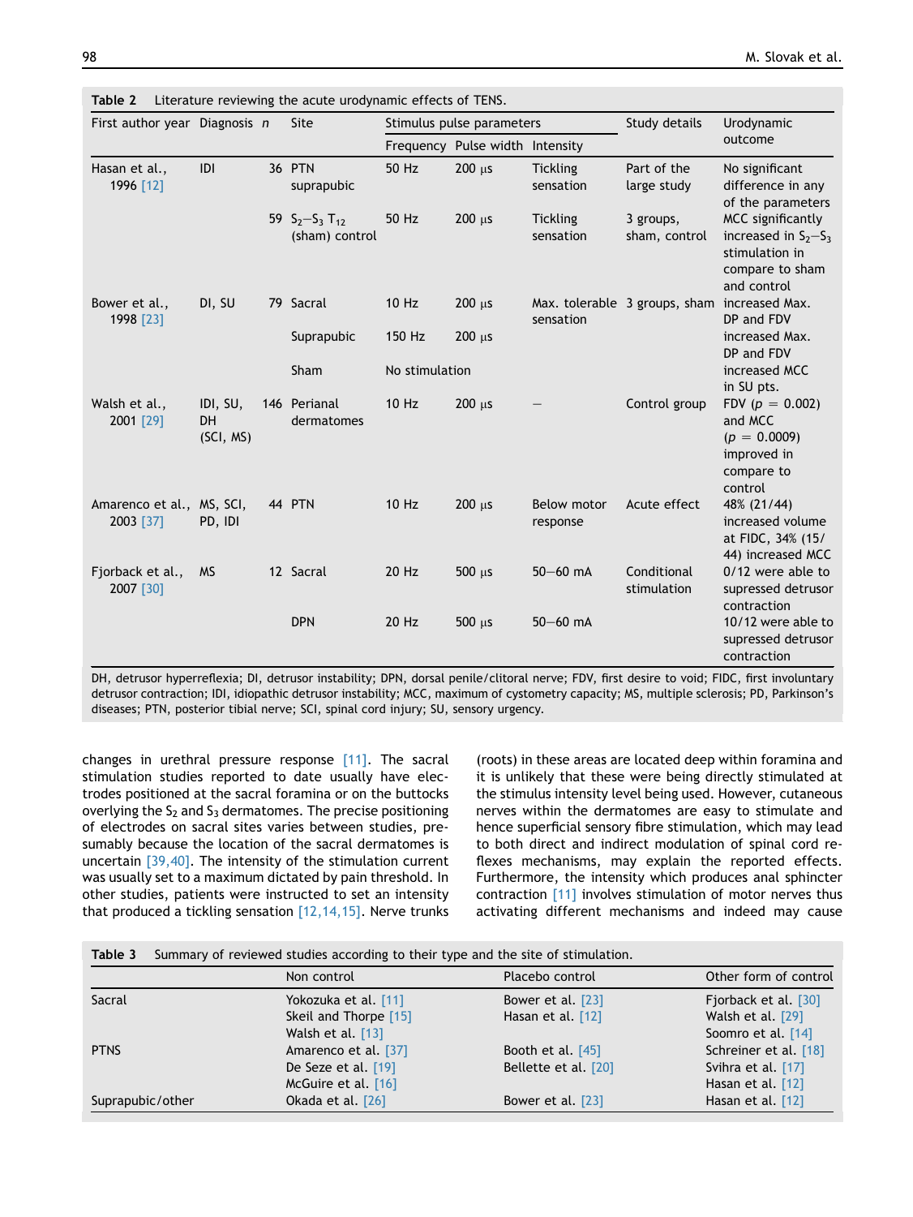**Table 2** Literature reviewing the acute urodynamic effects of TENS.

| First author year | Diagnosis | n | Site | Stimulus pulse parameters | | | Study details | Urodynamic outcome |
|---|---|---|---|---|---|---|---|---|
| | | | | Frequency | Pulse width | Intensity | | |
| Hasan et al., 1996 [12] | IDI | 36 | PTN suprapubic | 50 Hz | 200 μs | Tickling sensation | Part of the large study | No significant difference in any of the parameters |
| | | 59 | $S_2$–$S_3$ $T_{12}$ (sham) control | 50 Hz | 200 μs | Tickling sensation | 3 groups, sham, control | MCC significantly increased in $S_2$–$S_3$ stimulation in compare to sham and control |
| Bower et al., 1998 [23] | DI, SU | 79 | Sacral | 10 Hz | 200 μs | Max. tolerable sensation | 3 groups, sham | increased Max. DP and FDV |
| | | | Suprapubic | 150 Hz | 200 μs | | | increased Max. DP and FDV |
| | | | Sham | No stimulation | | | | increased MCC in SU pts. |
| Walsh et al., 2001 [29] | IDI, SU, DH (SCI, MS) | 146 | Perianal dermatomes | 10 Hz | 200 μs | — | Control group | FDV ($p = 0.002$) and MCC ($p = 0.0009$) improved in compare to control |
| Amarenco et al., 2003 [37] | MS, SCI, PD, IDI | 44 | PTN | 10 Hz | 200 μs | Below motor response | Acute effect | 48% (21/44) increased volume at FIDC, 34% (15/44) increased MCC |
| Fjorback et al., 2007 [30] | MS | 12 | Sacral | 20 Hz | 500 μs | 50–60 mA | Conditional stimulation | 0/12 were able to supressed detrusor contraction |
| | | | DPN | 20 Hz | 500 μs | 50–60 mA | | 10/12 were able to supressed detrusor contraction |

DH, detrusor hyperreflexia; DI, detrusor instability; DPN, dorsal penile/clitoral nerve; FDV, first desire to void; FIDC, first involuntary detrusor contraction; IDI, idiopathic detrusor instability; MCC, maximum of cystometry capacity; MS, multiple sclerosis; PD, Parkinson's diseases; PTN, posterior tibial nerve; SCI, spinal cord injury; SU, sensory urgency.

changes in urethral pressure response [11]. The sacral stimulation studies reported to date usually have electrodes positioned at the sacral foramina or on the buttocks overlying the $S_2$ and $S_3$ dermatomes. The precise positioning of electrodes on sacral sites varies between studies, presumably because the location of the sacral dermatomes is uncertain [39,40]. The intensity of the stimulation current was usually set to a maximum dictated by pain threshold. In other studies, patients were instructed to set an intensity that produced a tickling sensation [12,14,15]. Nerve trunks (roots) in these areas are located deep within foramina and it is unlikely that these were being directly stimulated at the stimulus intensity level being used. However, cutaneous nerves within the dermatomes are easy to stimulate and hence superficial sensory fibre stimulation, which may lead to both direct and indirect modulation of spinal cord reflexes mechanisms, may explain the reported effects. Furthermore, the intensity which produces anal sphincter contraction [11] involves stimulation of motor nerves thus activating different mechanisms and indeed may cause

**Table 3** Summary of reviewed studies according to their type and the site of stimulation.

| | Non control | Placebo control | Other form of control |
|---|---|---|---|
| Sacral | Yokozuka et al. [11]<br>Skeil and Thorpe [15]<br>Walsh et al. [13] | Bower et al. [23]<br>Hasan et al. [12] | Fjorback et al. [30]<br>Walsh et al. [29]<br>Soomro et al. [14] |
| PTNS | Amarenco et al. [37]<br>De Seze et al. [19]<br>McGuire et al. [16] | Booth et al. [45]<br>Bellette et al. [20] | Schreiner et al. [18]<br>Svihra et al. [17]<br>Hasan et al. [12] |
| Suprapubic/other | Okada et al. [26] | Bower et al. [23] | Hasan et al. [12] |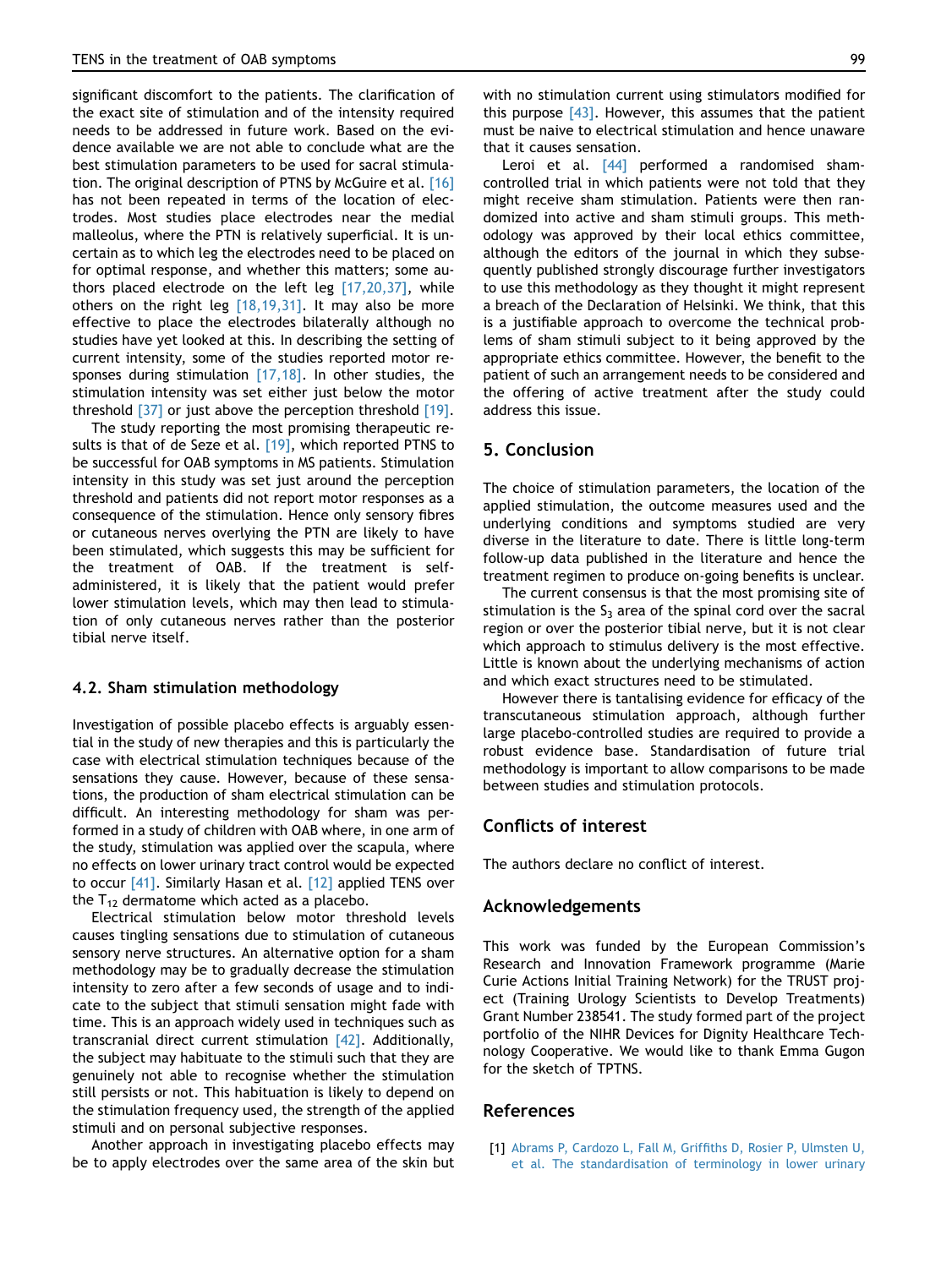significant discomfort to the patients. The clarification of the exact site of stimulation and of the intensity required needs to be addressed in future work. Based on the evidence available we are not able to conclude what are the best stimulation parameters to be used for sacral stimulation. The original description of PTNS by McGuire et al. [16] has not been repeated in terms of the location of electrodes. Most studies place electrodes near the medial malleolus, where the PTN is relatively superficial. It is uncertain as to which leg the electrodes need to be placed on for optimal response, and whether this matters; some authors placed electrode on the left leg [17,20,37], while others on the right leg [18,19,31]. It may also be more effective to place the electrodes bilaterally although no studies have yet looked at this. In describing the setting of current intensity, some of the studies reported motor responses during stimulation [17,18]. In other studies, the stimulation intensity was set either just below the motor threshold [37] or just above the perception threshold [19].

The study reporting the most promising therapeutic results is that of de Seze et al. [19], which reported PTNS to be successful for OAB symptoms in MS patients. Stimulation intensity in this study was set just around the perception threshold and patients did not report motor responses as a consequence of the stimulation. Hence only sensory fibres or cutaneous nerves overlying the PTN are likely to have been stimulated, which suggests this may be sufficient for the treatment of OAB. If the treatment is self-administered, it is likely that the patient would prefer lower stimulation levels, which may then lead to stimulation of only cutaneous nerves rather than the posterior tibial nerve itself.

### 4.2. Sham stimulation methodology

Investigation of possible placebo effects is arguably essential in the study of new therapies and this is particularly the case with electrical stimulation techniques because of the sensations they cause. However, because of these sensations, the production of sham electrical stimulation can be difficult. An interesting methodology for sham was performed in a study of children with OAB where, in one arm of the study, stimulation was applied over the scapula, where no effects on lower urinary tract control would be expected to occur [41]. Similarly Hasan et al. [12] applied TENS over the $T_{12}$ dermatome which acted as a placebo.

Electrical stimulation below motor threshold levels causes tingling sensations due to stimulation of cutaneous sensory nerve structures. An alternative option for a sham methodology may be to gradually decrease the stimulation intensity to zero after a few seconds of usage and to indicate to the subject that stimuli sensation might fade with time. This is an approach widely used in techniques such as transcranial direct current stimulation [42]. Additionally, the subject may habituate to the stimuli such that they are genuinely not able to recognise whether the stimulation still persists or not. This habituation is likely to depend on the stimulation frequency used, the strength of the applied stimuli and on personal subjective responses.

Another approach in investigating placebo effects may be to apply electrodes over the same area of the skin but with no stimulation current using stimulators modified for this purpose [43]. However, this assumes that the patient must be naive to electrical stimulation and hence unaware that it causes sensation.

Leroi et al. [44] performed a randomised sham-controlled trial in which patients were not told that they might receive sham stimulation. Patients were then randomized into active and sham stimuli groups. This methodology was approved by their local ethics committee, although the editors of the journal in which they subsequently published strongly discourage further investigators to use this methodology as they thought it might represent a breach of the Declaration of Helsinki. We think, that this is a justifiable approach to overcome the technical problems of sham stimuli subject to it being approved by the appropriate ethics committee. However, the benefit to the patient of such an arrangement needs to be considered and the offering of active treatment after the study could address this issue.

## 5. Conclusion

The choice of stimulation parameters, the location of the applied stimulation, the outcome measures used and the underlying conditions and symptoms studied are very diverse in the literature to date. There is little long-term follow-up data published in the literature and hence the treatment regimen to produce on-going benefits is unclear.

The current consensus is that the most promising site of stimulation is the $S_3$ area of the spinal cord over the sacral region or over the posterior tibial nerve, but it is not clear which approach to stimulus delivery is the most effective. Little is known about the underlying mechanisms of action and which exact structures need to be stimulated.

However there is tantalising evidence for efficacy of the transcutaneous stimulation approach, although further large placebo-controlled studies are required to provide a robust evidence base. Standardisation of future trial methodology is important to allow comparisons to be made between studies and stimulation protocols.

## Conflicts of interest

The authors declare no conflict of interest.

## Acknowledgements

This work was funded by the European Commission's Research and Innovation Framework programme (Marie Curie Actions Initial Training Network) for the TRUST project (Training Urology Scientists to Develop Treatments) Grant Number 238541. The study formed part of the project portfolio of the NIHR Devices for Dignity Healthcare Technology Cooperative. We would like to thank Emma Gugon for the sketch of TPTNS.

## References

[1] Abrams P, Cardozo L, Fall M, Griffiths D, Rosier P, Ulmsten U, et al. The standardisation of terminology in lower urinary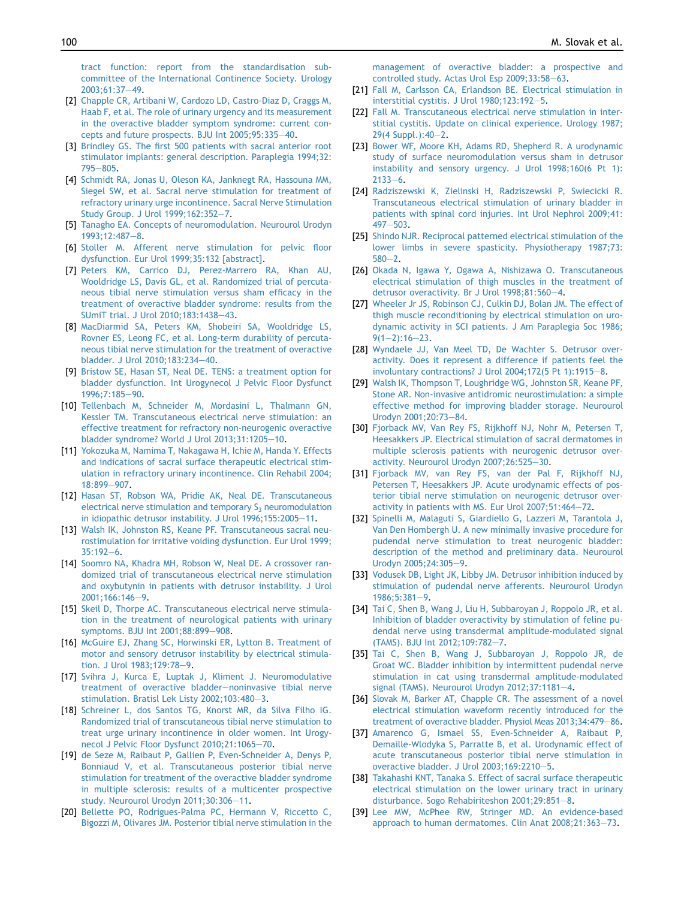tract function: report from the standardisation sub-committee of the International Continence Society. Urology 2003;61:37—49.

[2] Chapple CR, Artibani W, Cardozo LD, Castro-Diaz D, Craggs M, Haab F, et al. The role of urinary urgency and its measurement in the overactive bladder symptom syndrome: current concepts and future prospects. BJU Int 2005;95:335—40.

[3] Brindley GS. The first 500 patients with sacral anterior root stimulator implants: general description. Paraplegia 1994;32:795—805.

[4] Schmidt RA, Jonas U, Oleson KA, Janknegt RA, Hassouna MM, Siegel SW, et al. Sacral nerve stimulation for treatment of refractory urinary urge incontinence. Sacral Nerve Stimulation Study Group. J Urol 1999;162:352—7.

[5] Tanagho EA. Concepts of neuromodulation. Neurourol Urodyn 1993;12:487—8.

[6] Stoller M. Afferent nerve stimulation for pelvic floor dysfunction. Eur Urol 1999;35:132 [abstract].

[7] Peters KM, Carrico DJ, Perez-Marrero RA, Khan AU, Wooldridge LS, Davis GL, et al. Randomized trial of percutaneous tibial nerve stimulation versus sham efficacy in the treatment of overactive bladder syndrome: results from the SUmiT trial. J Urol 2010;183:1438—43.

[8] MacDiarmid SA, Peters KM, Shobeiri SA, Wooldridge LS, Rovner ES, Leong FC, et al. Long-term durability of percutaneous tibial nerve stimulation for the treatment of overactive bladder. J Urol 2010;183:234—40.

[9] Bristow SE, Hasan ST, Neal DE. TENS: a treatment option for bladder dysfunction. Int Urogynecol J Pelvic Floor Dysfunct 1996;7:185—90.

[10] Tellenbach M, Schneider M, Mordasini L, Thalmann GN, Kessler TM. Transcutaneous electrical nerve stimulation: an effective treatment for refractory non-neurogenic overactive bladder syndrome? World J Urol 2013;31:1205—10.

[11] Yokozuka M, Namima T, Nakagawa H, Ichie M, Handa Y. Effects and indications of sacral surface therapeutic electrical stimulation in refractory urinary incontinence. Clin Rehabil 2004;18:899—907.

[12] Hasan ST, Robson WA, Pridie AK, Neal DE. Transcutaneous electrical nerve stimulation and temporary $S_3$ neuromodulation in idiopathic detrusor instability. J Urol 1996;155:2005—11.

[13] Walsh IK, Johnston RS, Keane PF. Transcutaneous sacral neurostimulation for irritative voiding dysfunction. Eur Urol 1999;35:192—6.

[14] Soomro NA, Khadra MH, Robson W, Neal DE. A crossover randomized trial of transcutaneous electrical nerve stimulation and oxybutynin in patients with detrusor instability. J Urol 2001;166:146—9.

[15] Skeil D, Thorpe AC. Transcutaneous electrical nerve stimulation in the treatment of neurological patients with urinary symptoms. BJU Int 2001;88:899—908.

[16] McGuire EJ, Zhang SC, Horwinski ER, Lytton B. Treatment of motor and sensory detrusor instability by electrical stimulation. J Urol 1983;129:78—9.

[17] Svihra J, Kurca E, Luptak J, Kliment J. Neuromodulative treatment of overactive bladder—noninvasive tibial nerve stimulation. Bratisl Lek Listy 2002;103:480—3.

[18] Schreiner L, dos Santos TG, Knorst MR, da Silva Filho IG. Randomized trial of transcutaneous tibial nerve stimulation to treat urge urinary incontinence in older women. Int Urogynecol J Pelvic Floor Dysfunct 2010;21:1065—70.

[19] de Seze M, Raibaut P, Gallien P, Even-Schneider A, Denys P, Bonniaud V, et al. Transcutaneous posterior tibial nerve stimulation for treatment of the overactive bladder syndrome in multiple sclerosis: results of a multicenter prospective study. Neurourol Urodyn 2011;30:306—11.

[20] Bellette PO, Rodrigues-Palma PC, Hermann V, Riccetto C, Bigozzi M, Olivares JM. Posterior tibial nerve stimulation in the management of overactive bladder: a prospective and controlled study. Actas Urol Esp 2009;33:58—63.

[21] Fall M, Carlsson CA, Erlandson BE. Electrical stimulation in interstitial cystitis. J Urol 1980;123:192—5.

[22] Fall M. Transcutaneous electrical nerve stimulation in interstitial cystitis. Update on clinical experience. Urology 1987;29(4 Suppl.):40—2.

[23] Bower WF, Moore KH, Adams RD, Shepherd R. A urodynamic study of surface neuromodulation versus sham in detrusor instability and sensory urgency. J Urol 1998;160(6 Pt 1):2133—6.

[24] Radziszewski K, Zielinski H, Radziszewski P, Swiecicki R. Transcutaneous electrical stimulation of urinary bladder in patients with spinal cord injuries. Int Urol Nephrol 2009;41:497—503.

[25] Shindo NJR. Reciprocal patterned electrical stimulation of the lower limbs in severe spasticity. Physiotherapy 1987;73:580—2.

[26] Okada N, Igawa Y, Ogawa A, Nishizawa O. Transcutaneous electrical stimulation of thigh muscles in the treatment of detrusor overactivity. Br J Urol 1998;81:560—4.

[27] Wheeler Jr JS, Robinson CJ, Culkin DJ, Bolan JM. The effect of thigh muscle reconditioning by electrical stimulation on urodynamic activity in SCI patients. J Am Paraplegia Soc 1986;9(1—2):16—23.

[28] Wyndaele JJ, Van Meel TD, De Wachter S. Detrusor overactivity. Does it represent a difference if patients feel the involuntary contractions? J Urol 2004;172(5 Pt 1):1915—8.

[29] Walsh IK, Thompson T, Loughridge WG, Johnston SR, Keane PF, Stone AR. Non-invasive antidromic neurostimulation: a simple effective method for improving bladder storage. Neurourol Urodyn 2001;20:73—84.

[30] Fjorback MV, Van Rey FS, Rijkhoff NJ, Nohr M, Petersen T, Heesakkers JP. Electrical stimulation of sacral dermatomes in multiple sclerosis patients with neurogenic detrusor overactivity. Neurourol Urodyn 2007;26:525—30.

[31] Fjorback MV, van Rey FS, van der Pal F, Rijkhoff NJ, Petersen T, Heesakkers JP. Acute urodynamic effects of posterior tibial nerve stimulation on neurogenic detrusor overactivity in patients with MS. Eur Urol 2007;51:464—72.

[32] Spinelli M, Malaguti S, Giardiello G, Lazzeri M, Tarantola J, Van Den Hombergh U. A new minimally invasive procedure for pudendal nerve stimulation to treat neurogenic bladder: description of the method and preliminary data. Neurourol Urodyn 2005;24:305—9.

[33] Vodusek DB, Light JK, Libby JM. Detrusor inhibition induced by stimulation of pudendal nerve afferents. Neurourol Urodyn 1986;5:381—9.

[34] Tai C, Shen B, Wang J, Liu H, Subbaroyan J, Roppolo JR, et al. Inhibition of bladder overactivity by stimulation of feline pudendal nerve using transdermal amplitude-modulated signal (TAMS). BJU Int 2012;109:782—7.

[35] Tai C, Shen B, Wang J, Subbaroyan J, Roppolo JR, de Groat WC. Bladder inhibition by intermittent pudendal nerve stimulation in cat using transdermal amplitude-modulated signal (TAMS). Neurourol Urodyn 2012;37:1181—4.

[36] Slovak M, Barker AT, Chapple CR. The assessment of a novel electrical stimulation waveform recently introduced for the treatment of overactive bladder. Physiol Meas 2013;34:479—86.

[37] Amarenco G, Ismael SS, Even-Schneider A, Raibaut P, Demaille-Wlodyka S, Parratte B, et al. Urodynamic effect of acute transcutaneous posterior tibial nerve stimulation in overactive bladder. J Urol 2003;169:2210—5.

[38] Takahashi KNT, Tanaka S. Effect of sacral surface therapeutic electrical stimulation on the lower urinary tract in urinary disturbance. Sogo Rehabiriteshon 2001;29:851—8.

[39] Lee MW, McPhee RW, Stringer MD. An evidence-based approach to human dermatomes. Clin Anat 2008;21:363—73.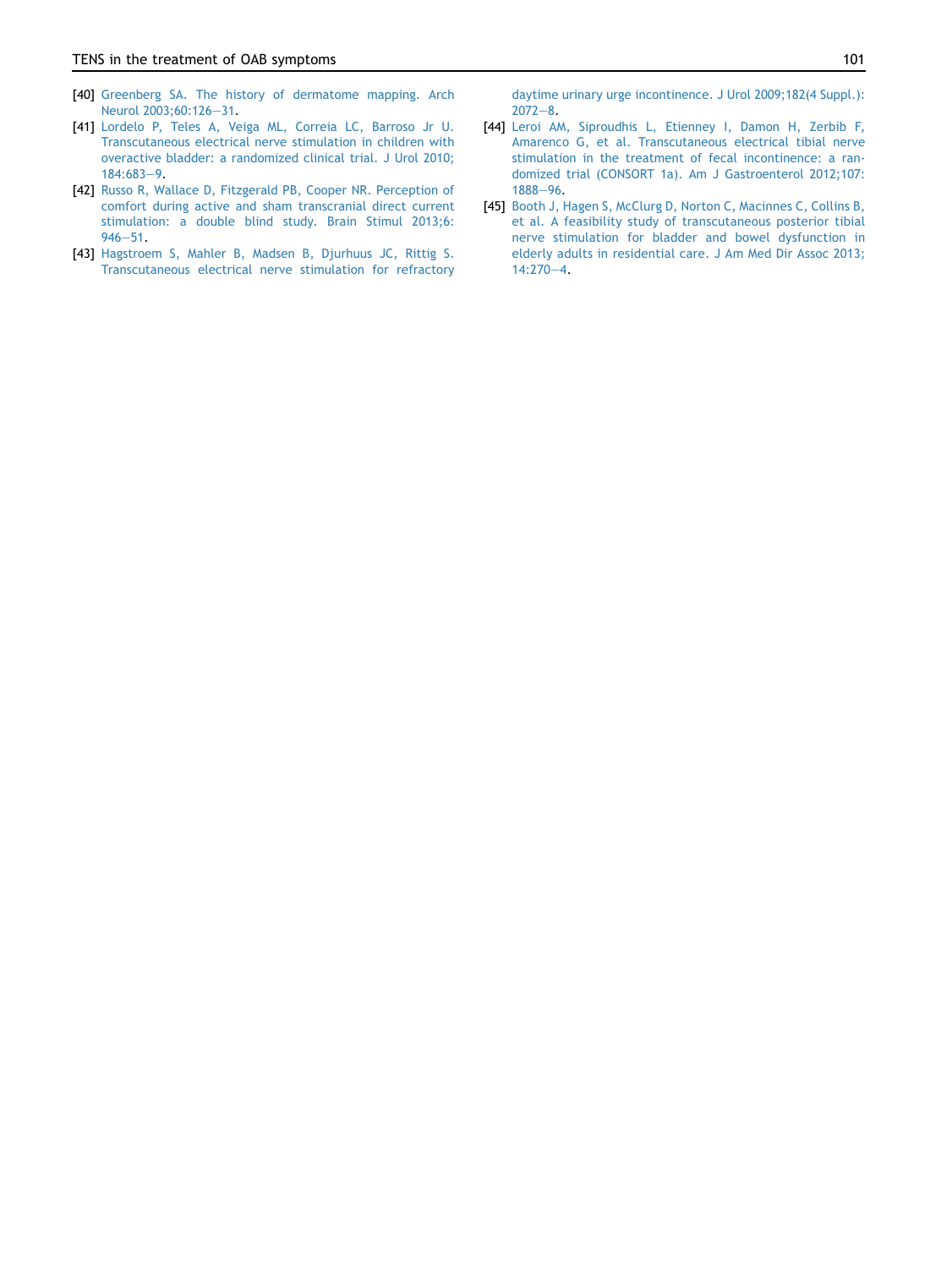[40] Greenberg SA. The history of dermatome mapping. Arch Neurol 2003;60:126—31.

[41] Lordelo P, Teles A, Veiga ML, Correia LC, Barroso Jr U. Transcutaneous electrical nerve stimulation in children with overactive bladder: a randomized clinical trial. J Urol 2010; 184:683—9.

[42] Russo R, Wallace D, Fitzgerald PB, Cooper NR. Perception of comfort during active and sham transcranial direct current stimulation: a double blind study. Brain Stimul 2013;6: 946—51.

[43] Hagstroem S, Mahler B, Madsen B, Djurhuus JC, Rittig S. Transcutaneous electrical nerve stimulation for refractory daytime urinary urge incontinence. J Urol 2009;182(4 Suppl.): 2072—8.

[44] Leroi AM, Siproudhis L, Etienney I, Damon H, Zerbib F, Amarenco G, et al. Transcutaneous electrical tibial nerve stimulation in the treatment of fecal incontinence: a randomized trial (CONSORT 1a). Am J Gastroenterol 2012;107: 1888—96.

[45] Booth J, Hagen S, McClurg D, Norton C, Macinnes C, Collins B, et al. A feasibility study of transcutaneous posterior tibial nerve stimulation for bladder and bowel dysfunction in elderly adults in residential care. J Am Med Dir Assoc 2013; 14:270—4.